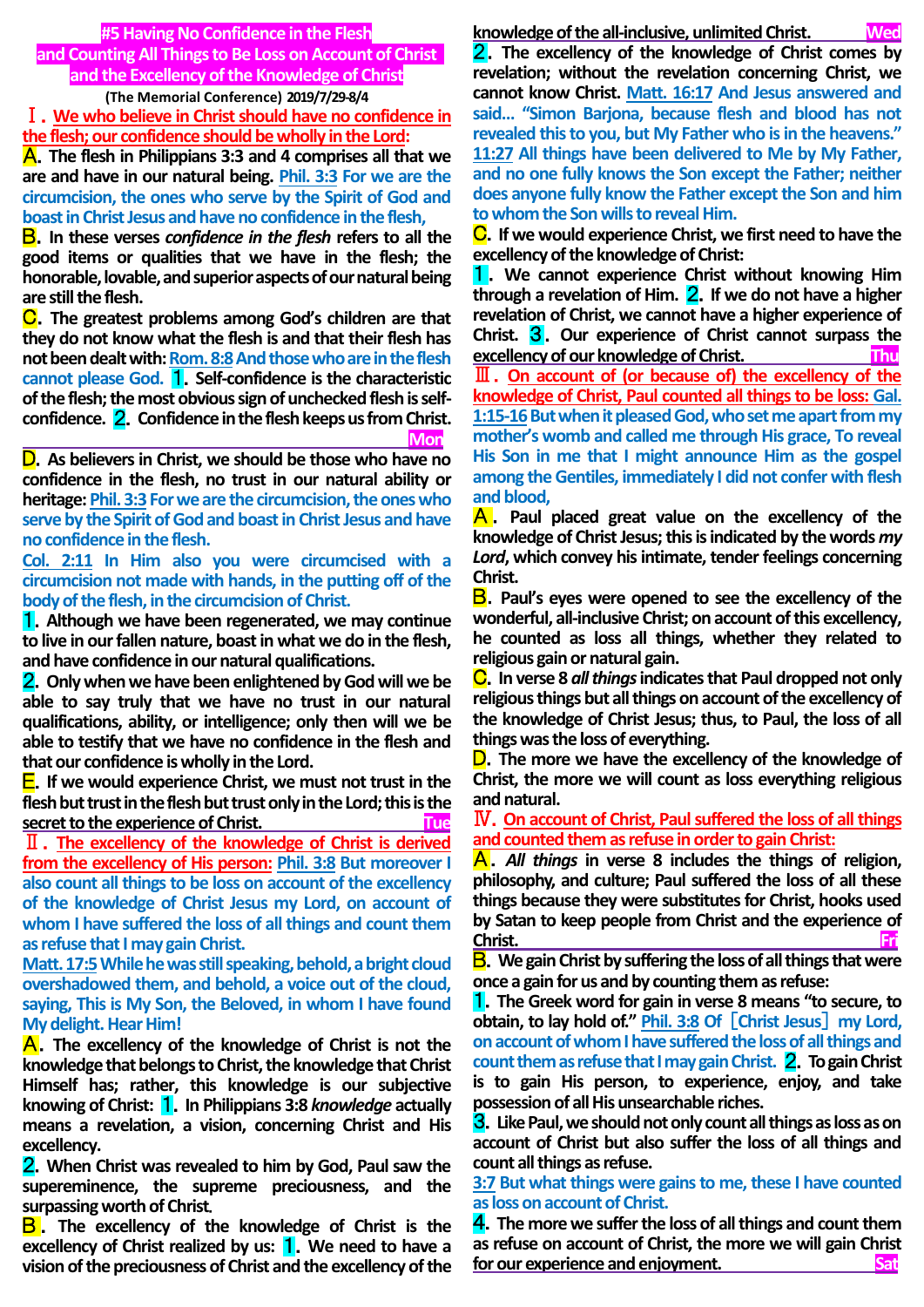# #5 Having No Confidence in the Flesh and Counting All Things to Be Loss on Account of Christ and the Excellency of the Knowledge of Christ

**(The Memorial Conference) 2019/7/29-8/4**

## Ⅰ. We who believe in Christ should have no confidence in the flesh; our confidence should be wholly in the Lord:

**A**. The flesh in Philippians 3:3 and 4 comprises all that we are and have in our natural being. Phil. 3:3 For we are the circumcision, the ones who serve by the Spirit of God and boast in Christ Jesus and have no confidence in the flesh,

**B**. In these verses *confidence in the flesh* refers to all the good items or qualities that we have in the flesh; the honorable, lovable, and superior aspects of our natural being are still the flesh.

**C**. The greatest problems among God's children are that they do not know what the flesh is and that their flesh has not been dealt with: Rom. 8:8 And those who are in the flesh cannot please God. **1**. Self-confidence is the characteristic of the flesh; the most obvious sign of unchecked flesh is self-confidence. **2**. Confidence in the flesh keeps us from Christ.

Mon

**D**. As believers in Christ, we should be those who have no confidence in the flesh, no trust in our natural ability or heritage: Phil. 3:3 For we are the circumcision, the ones who serve by the Spirit of God and boast in Christ Jesus and have no confidence in the flesh.

Col. 2:11 In Him also you were circumcised with a circumcision not made with hands, in the putting off of the body of the flesh, in the circumcision of Christ.

**1**. Although we have been regenerated, we may continue to live in our fallen nature, boast in what we do in the flesh, and have confidence in our natural qualifications.

**2**. Only when we have been enlightened by God will we be able to say truly that we have no trust in our natural qualifications, ability, or intelligence; only then will we be able to testify that we have no confidence in the flesh and that our confidence is wholly in the Lord.

**E**. If we would experience Christ, we must not trust in the flesh but trust in the flesh but trust only in the Lord; this is the secret to the experience of Christ.

Tue

## Ⅱ. The excellency of the knowledge of Christ is derived from the excellency of His person:

Phil. 3:8 But moreover I also count all things to be loss on account of the excellency of the knowledge of Christ Jesus my Lord, on account of whom I have suffered the loss of all things and count them as refuse that I may gain Christ.

Matt. 17:5 While he was still speaking, behold, a bright cloud overshadowed them, and behold, a voice out of the cloud, saying, This is My Son, the Beloved, in whom I have found My delight. Hear Him!

**A**. The excellency of the knowledge of Christ is not the knowledge that belongs to Christ, the knowledge that Christ Himself has; rather, this knowledge is our subjective knowing of Christ: **1**. In Philippians 3:8 *knowledge* actually means a revelation, a vision, concerning Christ and His excellency.

**2**. When Christ was revealed to him by God, Paul saw the supereminence, the supreme preciousness, and the surpassing worth of Christ.

**B**. The excellency of the knowledge of Christ is the excellency of Christ realized by us: **1**. We need to have a vision of the preciousness of Christ and the excellency of the knowledge of the all-inclusive, unlimited Christ.

Wed

**2**. The excellency of the knowledge of Christ comes by revelation; without the revelation concerning Christ, we cannot know Christ. Matt. 16:17 And Jesus answered and said… "Simon Barjona, because flesh and blood has not revealed this to you, but My Father who is in the heavens." 11:27 All things have been delivered to Me by My Father, and no one fully knows the Son except the Father; neither does anyone fully know the Father except the Son and him to whom the Son wills to reveal Him.

**C**. If we would experience Christ, we first need to have the excellency of the knowledge of Christ:

**1**. We cannot experience Christ without knowing Him through a revelation of Him. **2**. If we do not have a higher revelation of Christ, we cannot have a higher experience of Christ. **3**. Our experience of Christ cannot surpass the excellency of our knowledge of Christ.

Thu

## Ⅲ. On account of (or because of) the excellency of the knowledge of Christ, Paul counted all things to be loss:

Gal. 1:15-16 But when it pleased God, who set me apart from my mother's womb and called me through His grace, To reveal His Son in me that I might announce Him as the gospel among the Gentiles, immediately I did not confer with flesh and blood,

**A**. Paul placed great value on the excellency of the knowledge of Christ Jesus; this is indicated by the words *my Lord*, which convey his intimate, tender feelings concerning Christ.

**B**. Paul's eyes were opened to see the excellency of the wonderful, all-inclusive Christ; on account of this excellency, he counted as loss all things, whether they related to religious gain or natural gain.

**C**. In verse 8 *all things* indicates that Paul dropped not only religious things but all things on account of the excellency of the knowledge of Christ Jesus; thus, to Paul, the loss of all things was the loss of everything.

**D**. The more we have the excellency of the knowledge of Christ, the more we will count as loss everything religious and natural.

## Ⅳ. On account of Christ, Paul suffered the loss of all things and counted them as refuse in order to gain Christ:

**A**. *All things* in verse 8 includes the things of religion, philosophy, and culture; Paul suffered the loss of all these things because they were substitutes for Christ, hooks used by Satan to keep people from Christ and the experience of Christ.

Fri

**B**. We gain Christ by suffering the loss of all things that were once a gain for us and by counting them as refuse:

**1**. The Greek word for gain in verse 8 means "to secure, to obtain, to lay hold of." Phil. 3:8 Of［Christ Jesus］my Lord, on account of whom I have suffered the loss of all things and count them as refuse that I may gain Christ. **2**. To gain Christ is to gain His person, to experience, enjoy, and take possession of all His unsearchable riches.

**3**. Like Paul, we should not only count all things as loss as on account of Christ but also suffer the loss of all things and count all things as refuse.

3:7 But what things were gains to me, these I have counted as loss on account of Christ.

**4**. The more we suffer the loss of all things and count them as refuse on account of Christ, the more we will gain Christ for our experience and enjoyment.

Sat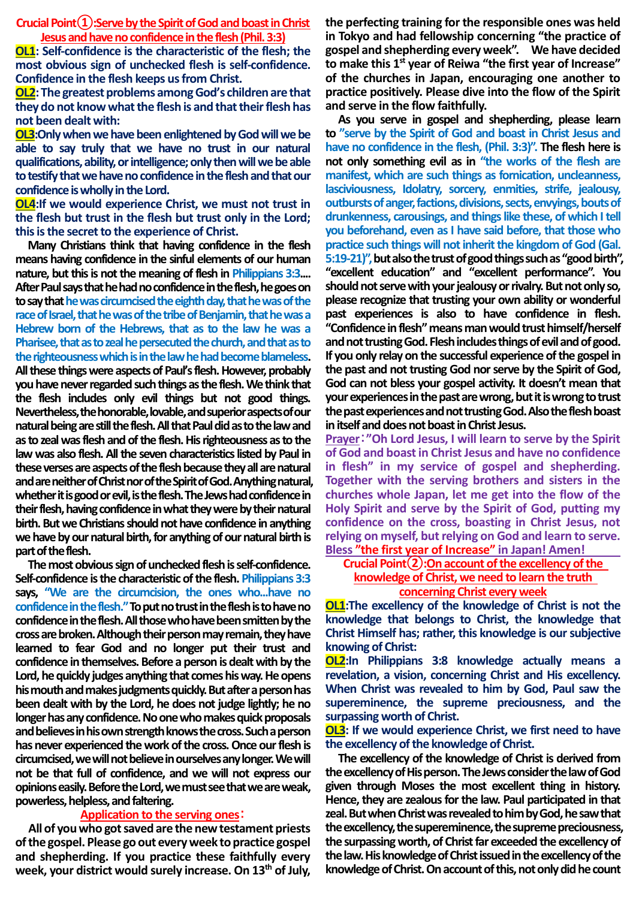## Crucial Point①:Serve by the Spirit of God and boast in Christ Jesus and have no confidence in the flesh (Phil. 3:3)

**OL1: Self-confidence is the characteristic of the flesh; the most obvious sign of unchecked flesh is self-confidence. Confidence in the flesh keeps us from Christ.**

**OL2: The greatest problems among God's children are that they do not know what the flesh is and that their flesh has not been dealt with:**

**OL3:Only when we have been enlightened by God will we be able to say truly that we have no trust in our natural qualifications, ability, or intelligence; only then will we be able to testify that we have no confidence in the flesh and that our confidence is wholly in the Lord.**

**OL4:If we would experience Christ, we must not trust in the flesh but trust in the flesh but trust only in the Lord; this is the secret to the experience of Christ.**

Many Christians think that having confidence in the flesh means having confidence in the sinful elements of our human nature, but this is not the meaning of flesh in Philippians 3:3.... After Paul says that he had no confidence in the flesh, he goes on to say that he was circumcised the eighth day, that he was of the race of Israel, that he was of the tribe of Benjamin, that he was a Hebrew born of the Hebrews, that as to the law he was a Pharisee, that as to zeal he persecuted the church, and that as to the righteousness which is in the law he had become blameless. All these things were aspects of Paul's flesh. However, probably you have never regarded such things as the flesh. We think that the flesh includes only evil things but not good things. Nevertheless, the honorable, lovable, and superior aspects of our natural being are still the flesh. All that Paul did as to the law and as to zeal was flesh and of the flesh. His righteousness as to the law was also flesh. All the seven characteristics listed by Paul in these verses are aspects of the flesh because they all are natural and are neither of Christ nor of the Spirit of God. Anything natural, whether it is good or evil, is the flesh. The Jews had confidence in their flesh, having confidence in what they were by their natural birth. But we Christians should not have confidence in anything we have by our natural birth, for anything of our natural birth is part of the flesh.

The most obvious sign of unchecked flesh is self-confidence. Self-confidence is the characteristic of the flesh. Philippians 3:3 says, "We are the circumcision, the ones who...have no confidence in the flesh." To put no trust in the flesh is to have no confidence in the flesh. All those who have been smitten by the cross are broken. Although their person may remain, they have learned to fear God and no longer put their trust and confidence in themselves. Before a person is dealt with by the Lord, he quickly judges anything that comes his way. He opens his mouth and makes judgments quickly. But after a person has been dealt with by the Lord, he does not judge lightly; he no longer has any confidence. No one who makes quick proposals and believes in his own strength knows the cross. Such a person has never experienced the work of the cross. Once our flesh is circumcised, we will not believe in ourselves any longer. We will not be that full of confidence, and we will not express our opinions easily. Before the Lord, we must see that we are weak, powerless, helpless, and faltering.

### Application to the serving ones:

All of you who got saved are the new testament priests of the gospel. Please go out every week to practice gospel and shepherding. If you practice these faithfully every week, your district would surely increase. On 13th of July, the perfecting training for the responsible ones was held in Tokyo and had fellowship concerning "the practice of gospel and shepherding every week". We have decided to make this 1st year of Reiwa "the first year of Increase" of the churches in Japan, encouraging one another to practice positively. Please dive into the flow of the Spirit and serve in the flow faithfully.

As you serve in gospel and shepherding, please learn to "serve by the Spirit of God and boast in Christ Jesus and have no confidence in the flesh, (Phil. 3:3)". The flesh here is not only something evil as in "the works of the flesh are manifest, which are such things as fornication, uncleanness, lasciviousness, Idolatry, sorcery, enmities, strife, jealousy, outbursts of anger, factions, divisions, sects, envyings, bouts of drunkenness, carousings, and things like these, of which I tell you beforehand, even as I have said before, that those who practice such things will not inherit the kingdom of God (Gal. 5:19-21)", but also the trust of good things such as "good birth", "excellent education" and "excellent performance". You should not serve with your jealousy or rivalry. But not only so, please recognize that trusting your own ability or wonderful past experiences is also to have confidence in flesh. "Confidence in flesh" means man would trust himself/herself and not trusting God. Flesh includes things of evil and of good. If you only relay on the successful experience of the gospel in the past and not trusting God nor serve by the Spirit of God, God can not bless your gospel activity. It doesn't mean that your experiences in the past are wrong, but it is wrong to trust the past experiences and not trusting God. Also the flesh boast in itself and does not boast in Christ Jesus.

Prayer:"Oh Lord Jesus, I will learn to serve by the Spirit of God and boast in Christ Jesus and have no confidence in flesh" in my service of gospel and shepherding. Together with the serving brothers and sisters in the churches whole Japan, let me get into the flow of the Holy Spirit and serve by the Spirit of God, putting my confidence on the cross, boasting in Christ Jesus, not relying on myself, but relying on God and learn to serve. Bless "the first year of Increase" in Japan! Amen!

## Crucial Point②:On account of the excellency of the knowledge of Christ, we need to learn the truth concerning Christ every week

**OL1:The excellency of the knowledge of Christ is not the knowledge that belongs to Christ, the knowledge that Christ Himself has; rather, this knowledge is our subjective knowing of Christ:**

**OL2:In Philippians 3:8 knowledge actually means a revelation, a vision, concerning Christ and His excellency. When Christ was revealed to him by God, Paul saw the supereminence, the supreme preciousness, and the surpassing worth of Christ.**

**OL3: If we would experience Christ, we first need to have the excellency of the knowledge of Christ.**

The excellency of the knowledge of Christ is derived from the excellency of His person. The Jews consider the law of God given through Moses the most excellent thing in history. Hence, they are zealous for the law. Paul participated in that zeal. But when Christ was revealed to him by God, he saw that the excellency, the supereminence, the supreme preciousness, the surpassing worth, of Christ far exceeded the excellency of the law. His knowledge of Christ issued in the excellency of the knowledge of Christ. On account of this, not only did he count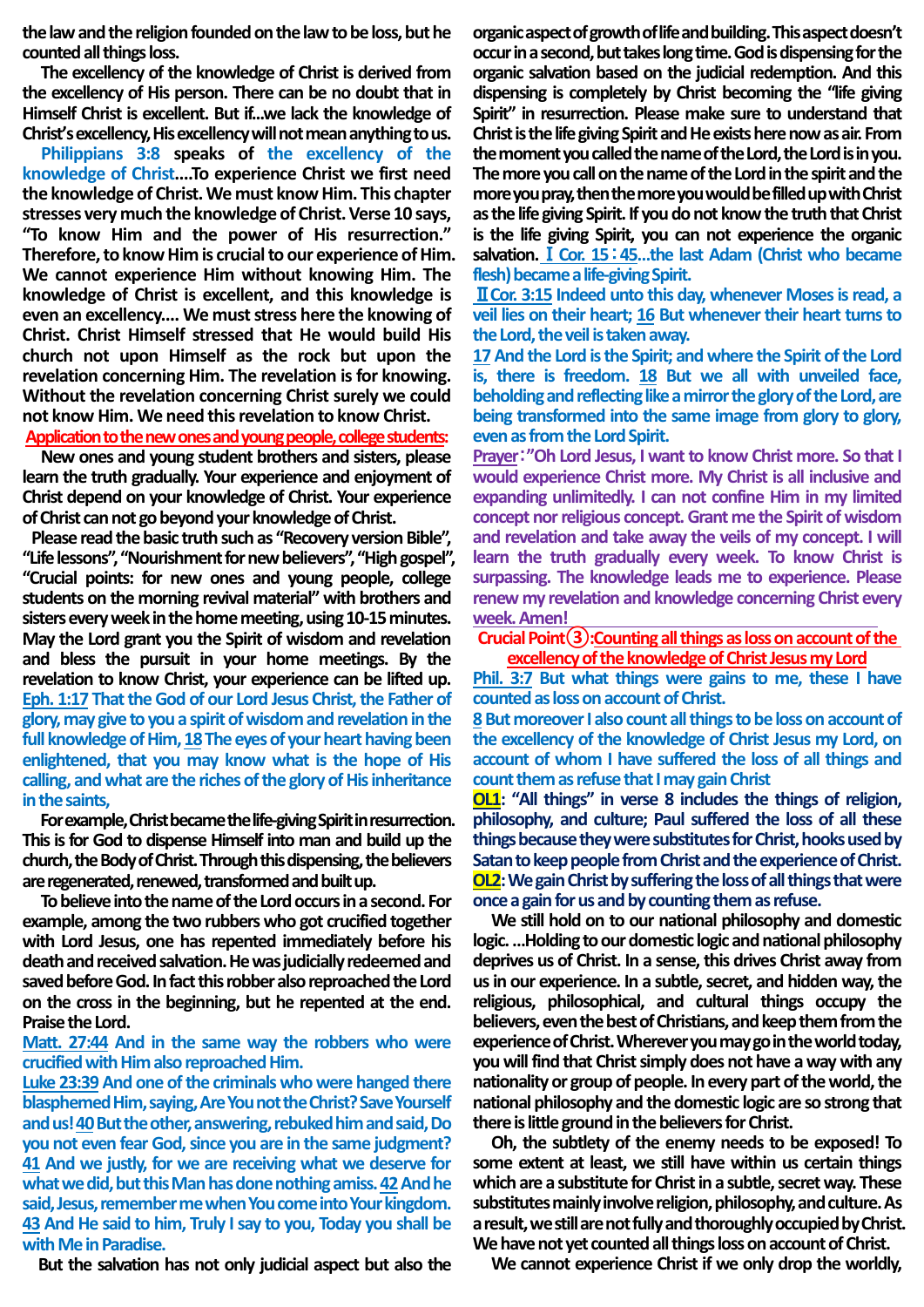the law and the religion founded on the law to be loss, but he counted all things loss.

The excellency of the knowledge of Christ is derived from the excellency of His person. There can be no doubt that in Himself Christ is excellent. But if...we lack the knowledge of Christ's excellency, His excellency will not mean anything to us.

Philippians 3:8 speaks of the excellency of the knowledge of Christ....To experience Christ we first need the knowledge of Christ. We must know Him. This chapter stresses very much the knowledge of Christ. Verse 10 says, "To know Him and the power of His resurrection." Therefore, to know Him is crucial to our experience of Him. We cannot experience Him without knowing Him. The knowledge of Christ is excellent, and this knowledge is even an excellency.... We must stress here the knowing of Christ. Christ Himself stressed that He would build His church not upon Himself as the rock but upon the revelation concerning Him. The revelation is for knowing. Without the revelation concerning Christ surely we could not know Him. We need this revelation to know Christ.

**Application to the new ones and young people, college students:**

New ones and young student brothers and sisters, please learn the truth gradually. Your experience and enjoyment of Christ depend on your knowledge of Christ. Your experience of Christ can not go beyond your knowledge of Christ.

Please read the basic truth such as "Recovery version Bible", "Life lessons", "Nourishment for new believers", "High gospel", "Crucial points: for new ones and young people, college students on the morning revival material" with brothers and sisters every week in the home meeting, using 10-15 minutes. May the Lord grant you the Spirit of wisdom and revelation and bless the pursuit in your home meetings. By the revelation to know Christ, your experience can be lifted up.

Eph. 1:17 That the God of our Lord Jesus Christ, the Father of glory, may give to you a spirit of wisdom and revelation in the full knowledge of Him, 18 The eyes of your heart having been enlightened, that you may know what is the hope of His calling, and what are the riches of the glory of His inheritance in the saints,

For example, Christ became the life-giving Spirit in resurrection. This is for God to dispense Himself into man and build up the church, the Body of Christ. Through this dispensing, the believers are regenerated, renewed, transformed and built up.

To believe into the name of the Lord occurs in a second. For example, among the two rubbers who got crucified together with Lord Jesus, one has repented immediately before his death and received salvation. He was judicially redeemed and saved before God. In fact this robber also reproached the Lord on the cross in the beginning, but he repented at the end. Praise the Lord.

Matt. 27:44 And in the same way the robbers who were crucified with Him also reproached Him.

Luke 23:39 And one of the criminals who were hanged there blasphemed Him, saying, Are You not the Christ? Save Yourself and us! 40 But the other, answering, rebuked him and said, Do you not even fear God, since you are in the same judgment? 41 And we justly, for we are receiving what we deserve for what we did, but this Man has done nothing amiss. 42 And he said, Jesus, remember me when You come into Your kingdom. 43 And He said to him, Truly I say to you, Today you shall be with Me in Paradise.

But the salvation has not only judicial aspect but also the organic aspect of growth of life and building. This aspect doesn't occur in a second, but takes long time. God is dispensing for the organic salvation based on the judicial redemption. And this dispensing is completely by Christ becoming the "life giving Spirit" in resurrection. Please make sure to understand that Christ is the life giving Spirit and He exists here now as air. From the moment you called the name of the Lord, the Lord is in you. The more you call on the name of the Lord in the spirit and the more you pray, then the more you would be filled up with Christ as the life giving Spirit. If you do not know the truth that Christ is the life giving Spirit, you can not experience the organic salvation. Ⅰ Cor. 15：45...the last Adam (Christ who became flesh) became a life-giving Spirit.

Ⅱ Cor. 3:15 Indeed unto this day, whenever Moses is read, a veil lies on their heart; 16 But whenever their heart turns to the Lord, the veil is taken away.

17 And the Lord is the Spirit; and where the Spirit of the Lord is, there is freedom. 18 But we all with unveiled face, beholding and reflecting like a mirror the glory of the Lord, are being transformed into the same image from glory to glory, even as from the Lord Spirit.

Prayer："Oh Lord Jesus, I want to know Christ more. So that I would experience Christ more. My Christ is all inclusive and expanding unlimitedly. I can not confine Him in my limited concept nor religious concept. Grant me the Spirit of wisdom and revelation and take away the veils of my concept. I will learn the truth gradually every week. To know Christ is surpassing. The knowledge leads me to experience. Please renew my revelation and knowledge concerning Christ every week. Amen!

**Crucial Point③:Counting all things as loss on account of the excellency of the knowledge of Christ Jesus my Lord**

Phil. 3:7 But what things were gains to me, these I have counted as loss on account of Christ.

8 But moreover I also count all things to be loss on account of the excellency of the knowledge of Christ Jesus my Lord, on account of whom I have suffered the loss of all things and count them as refuse that I may gain Christ

**OL1**: "All things" in verse 8 includes the things of religion, philosophy, and culture; Paul suffered the loss of all these things because they were substitutes for Christ, hooks used by Satan to keep people from Christ and the experience of Christ.

**OL2**: We gain Christ by suffering the loss of all things that were once a gain for us and by counting them as refuse.

We still hold on to our national philosophy and domestic logic. ...Holding to our domestic logic and national philosophy deprives us of Christ. In a sense, this drives Christ away from us in our experience. In a subtle, secret, and hidden way, the religious, philosophical, and cultural things occupy the believers, even the best of Christians, and keep them from the experience of Christ. Wherever you may go in the world today, you will find that Christ simply does not have a way with any nationality or group of people. In every part of the world, the national philosophy and the domestic logic are so strong that there is little ground in the believers for Christ.

Oh, the subtlety of the enemy needs to be exposed! To some extent at least, we still have within us certain things which are a substitute for Christ in a subtle, secret way. These substitutes mainly involve religion, philosophy, and culture. As a result, we still are not fully and thoroughly occupied by Christ. We have not yet counted all things loss on account of Christ.

We cannot experience Christ if we only drop the worldly,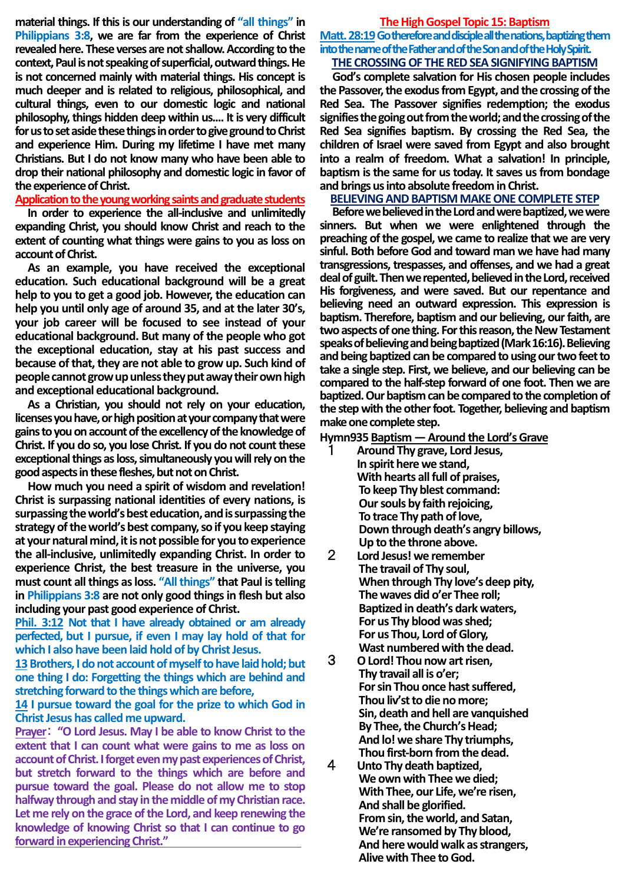**material things. If this is our understanding of "all things" in Philippians 3:8, we are far from the experience of Christ revealed here. These verses are not shallow. According to the context, Paul is not speaking of superficial, outward things. He is not concerned mainly with material things. His concept is much deeper and is related to religious, philosophical, and cultural things, even to our domestic logic and national philosophy, things hidden deep within us.... It is very difficult for us to set aside these things in order to give ground to Christ and experience Him. During my lifetime I have met many Christians. But I do not know many who have been able to drop their national philosophy and domestic logic in favor of the experience of Christ.**

## Application to the young working saints and graduate students

**In order to experience the all-inclusive and unlimitedly expanding Christ, you should know Christ and reach to the extent of counting what things were gains to you as loss on account of Christ.**

**As an example, you have received the exceptional education. Such educational background will be a great help to you to get a good job. However, the education can help you until only age of around 35, and at the later 30's, your job career will be focused to see instead of your educational background. But many of the people who got the exceptional education, stay at his past success and because of that, they are not able to grow up. Such kind of people cannot grow up unless they put away their own high and exceptional educational background.**

**As a Christian, you should not rely on your education, licenses you have, or high position at your company that were gains to you on account of the excellency of the knowledge of Christ. If you do so, you lose Christ. If you do not count these exceptional things as loss, simultaneously you will rely on the good aspects in these fleshes, but not on Christ.**

**How much you need a spirit of wisdom and revelation! Christ is surpassing national identities of every nations, is surpassing the world's best education, and is surpassing the strategy of the world's best company, so if you keep staying at your natural mind, it is not possible for you to experience the all-inclusive, unlimitedly expanding Christ. In order to experience Christ, the best treasure in the universe, you must count all things as loss. "All things" that Paul is telling in Philippians 3:8 are not only good things in flesh but also including your past good experience of Christ.**

**Phil. 3:12 Not that I have already obtained or am already perfected, but I pursue, if even I may lay hold of that for which I also have been laid hold of by Christ Jesus.**
**13 Brothers, I do not account of myself to have laid hold; but one thing I do: Forgetting the things which are behind and stretching forward to the things which are before,**
**14 I pursue toward the goal for the prize to which God in Christ Jesus has called me upward.**

**Prayer: "O Lord Jesus. May I be able to know Christ to the extent that I can count what were gains to me as loss on account of Christ. I forget even my past experiences of Christ, but stretch forward to the things which are before and pursue toward the goal. Please do not allow me to stop halfway through and stay in the middle of my Christian race. Let me rely on the grace of the Lord, and keep renewing the knowledge of knowing Christ so that I can continue to go forward in experiencing Christ."**

# The High Gospel Topic 15: Baptism

**Matt. 28:19 Go therefore and disciple all the nations, baptizing them into the name of the Father and of the Son and of the Holy Spirit.**

## THE CROSSING OF THE RED SEA SIGNIFYING BAPTISM

**God's complete salvation for His chosen people includes the Passover, the exodus from Egypt, and the crossing of the Red Sea. The Passover signifies redemption; the exodus signifies the going out from the world; and the crossing of the Red Sea signifies baptism. By crossing the Red Sea, the children of Israel were saved from Egypt and also brought into a realm of freedom. What a salvation! In principle, baptism is the same for us today. It saves us from bondage and brings us into absolute freedom in Christ.**

## BELIEVING AND BAPTISM MAKE ONE COMPLETE STEP

**Before we believed in the Lord and were baptized, we were sinners. But when we were enlightened through the preaching of the gospel, we came to realize that we are very sinful. Both before God and toward man we have had many transgressions, trespasses, and offenses, and we had a great deal of guilt. Then we repented, believed in the Lord, received His forgiveness, and were saved. But our repentance and believing need an outward expression. This expression is baptism. Therefore, baptism and our believing, our faith, are two aspects of one thing. For this reason, the New Testament speaks of believing and being baptized (Mark 16:16). Believing and being baptized can be compared to using our two feet to take a single step. First, we believe, and our believing can be compared to the half-step forward of one foot. Then we are baptized. Our baptism can be compared to the completion of the step with the other foot. Together, believing and baptism make one complete step.**

**Hymn935 Baptism — Around the Lord's Grave**

**1**
**Around Thy grave, Lord Jesus,**
**In spirit here we stand,**
**With hearts all full of praises,**
**To keep Thy blest command:**
**Our souls by faith rejoicing,**
**To trace Thy path of love,**
**Down through death's angry billows,**
**Up to the throne above.**

**2**
**Lord Jesus! we remember**
**The travail of Thy soul,**
**When through Thy love's deep pity,**
**The waves did o'er Thee roll;**
**Baptized in death's dark waters,**
**For us Thy blood was shed;**
**For us Thou, Lord of Glory,**
**Wast numbered with the dead.**

**3**
**O Lord! Thou now art risen,**
**Thy travail all is o'er;**
**For sin Thou once hast suffered,**
**Thou liv'st to die no more;**
**Sin, death and hell are vanquished**
**By Thee, the Church's Head;**
**And lo! we share Thy triumphs,**
**Thou first-born from the dead.**

**4**
**Unto Thy death baptized,**
**We own with Thee we died;**
**With Thee, our Life, we're risen,**
**And shall be glorified.**
**From sin, the world, and Satan,**
**We're ransomed by Thy blood,**
**And here would walk as strangers,**
**Alive with Thee to God.**